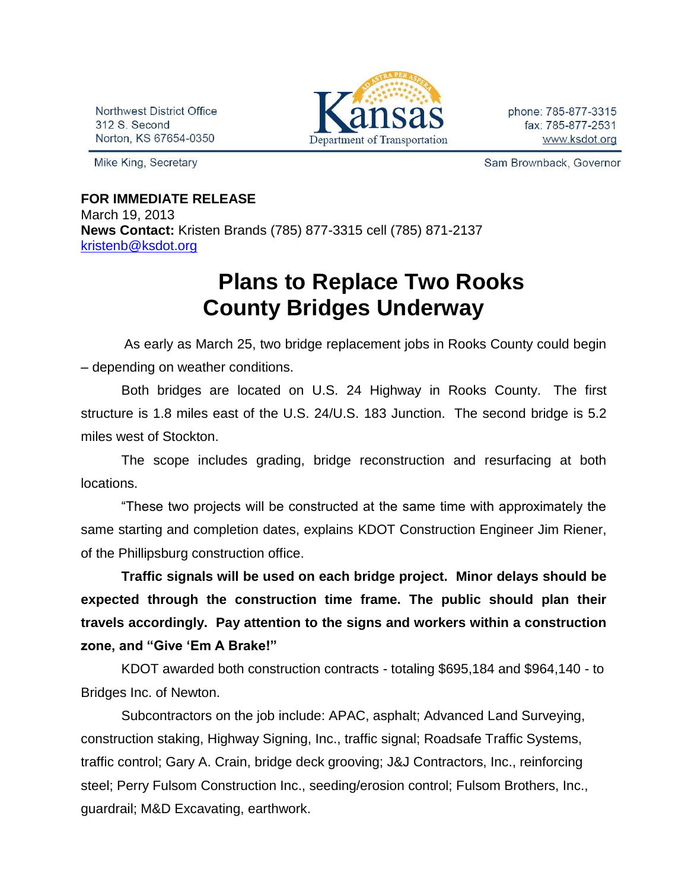Northwest District Office
312 S. Second
Norton, KS 67654-0350

Kansas Department of Transportation

phone: 785-877-3315
fax: 785-877-2531
www.ksdot.org

Mike King, Secretary

Sam Brownback, Governor

**FOR IMMEDIATE RELEASE**
March 19, 2013
**News Contact:** Kristen Brands (785) 877-3315 cell (785) 871-2137
kristenb@ksdot.org

# Plans to Replace Two Rooks County Bridges Underway

As early as March 25, two bridge replacement jobs in Rooks County could begin – depending on weather conditions.

Both bridges are located on U.S. 24 Highway in Rooks County. The first structure is 1.8 miles east of the U.S. 24/U.S. 183 Junction. The second bridge is 5.2 miles west of Stockton.

The scope includes grading, bridge reconstruction and resurfacing at both locations.

"These two projects will be constructed at the same time with approximately the same starting and completion dates, explains KDOT Construction Engineer Jim Riener, of the Phillipsburg construction office.

**Traffic signals will be used on each bridge project. Minor delays should be expected through the construction time frame. The public should plan their travels accordingly. Pay attention to the signs and workers within a construction zone, and "Give 'Em A Brake!"**

KDOT awarded both construction contracts - totaling $695,184 and $964,140 - to Bridges Inc. of Newton.

Subcontractors on the job include: APAC, asphalt; Advanced Land Surveying, construction staking, Highway Signing, Inc., traffic signal; Roadsafe Traffic Systems, traffic control; Gary A. Crain, bridge deck grooving; J&J Contractors, Inc., reinforcing steel; Perry Fulsom Construction Inc., seeding/erosion control; Fulsom Brothers, Inc., guardrail; M&D Excavating, earthwork.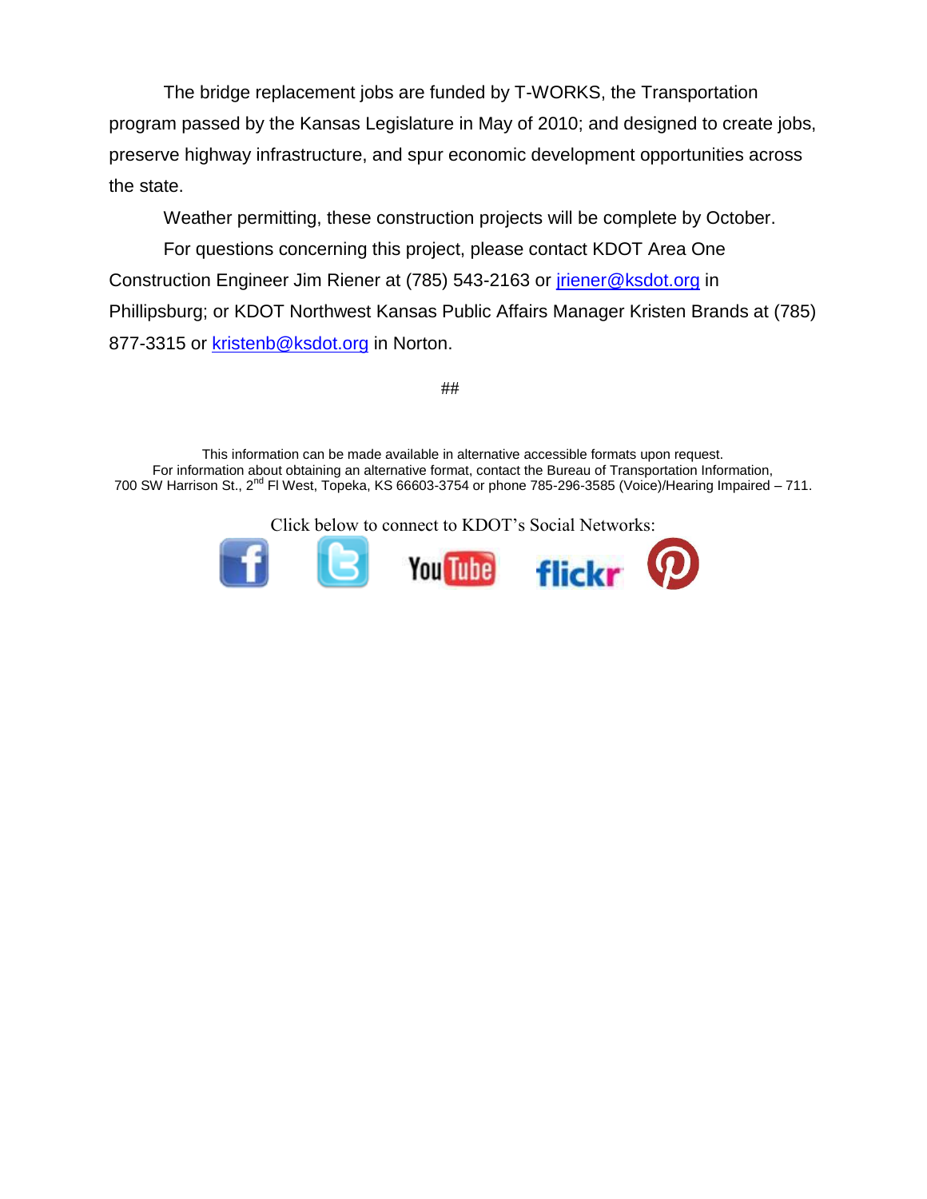The bridge replacement jobs are funded by T-WORKS, the Transportation program passed by the Kansas Legislature in May of 2010; and designed to create jobs, preserve highway infrastructure, and spur economic development opportunities across the state.

Weather permitting, these construction projects will be complete by October.

For questions concerning this project, please contact KDOT Area One Construction Engineer Jim Riener at (785) 543-2163 or jriener@ksdot.org in Phillipsburg; or KDOT Northwest Kansas Public Affairs Manager Kristen Brands at (785) 877-3315 or kristenb@ksdot.org in Norton.

##

This information can be made available in alternative accessible formats upon request.
For information about obtaining an alternative format, contact the Bureau of Transportation Information,
700 SW Harrison St., 2nd Fl West, Topeka, KS 66603-3754 or phone 785-296-3585 (Voice)/Hearing Impaired – 711.

Click below to connect to KDOT's Social Networks: